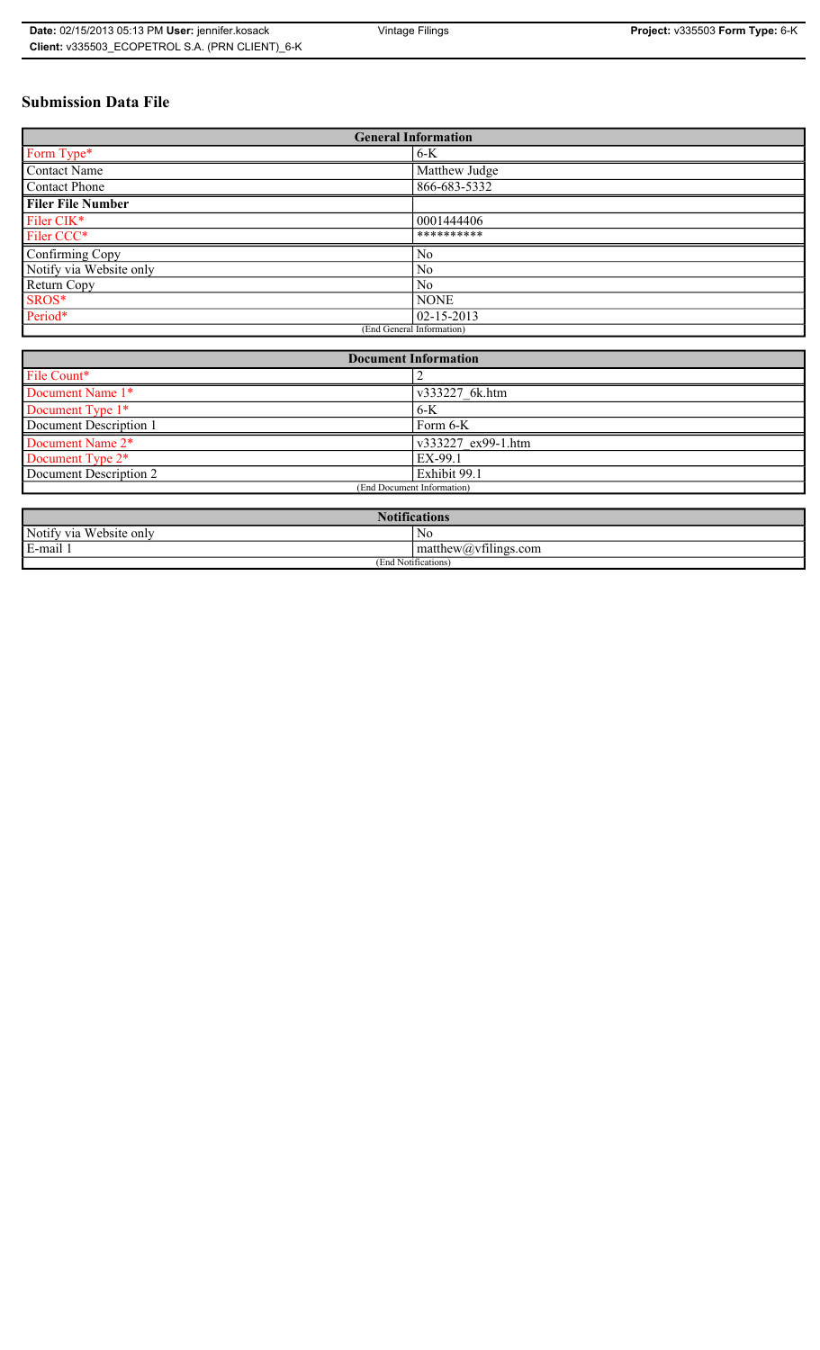# Submission Data File

| General Information | |
|---|---|
| Form Type* | 6-K |
| Contact Name | Matthew Judge |
| Contact Phone | 866-683-5332 |
| **Filer File Number** | |
| Filer CIK* | 0001444406 |
| Filer CCC* | ********** |
| Confirming Copy | No |
| Notify via Website only | No |
| Return Copy | No |
| SROS* | NONE |
| Period* | 02-15-2013 |
| (End General Information) | |

| Document Information | |
|---|---|
| File Count* | 2 |
| Document Name 1* | v333227_6k.htm |
| Document Type 1* | 6-K |
| Document Description 1 | Form 6-K |
| Document Name 2* | v333227_ex99-1.htm |
| Document Type 2* | EX-99.1 |
| Document Description 2 | Exhibit 99.1 |
| (End Document Information) | |

| Notifications | |
|---|---|
| Notify via Website only | No |
| E-mail 1 | matthew@vfilings.com |
| (End Notifications) | |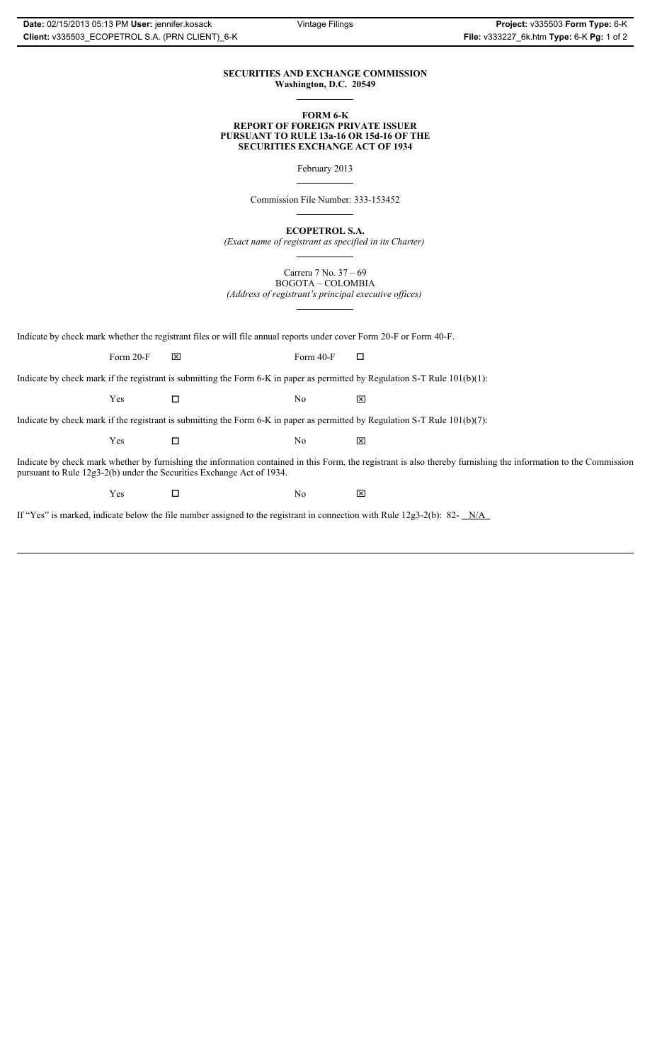**SECURITIES AND EXCHANGE COMMISSION**
**Washington, D.C. 20549**

**FORM 6-K**
**REPORT OF FOREIGN PRIVATE ISSUER**
**PURSUANT TO RULE 13a-16 OR 15d-16 OF THE**
**SECURITIES EXCHANGE ACT OF 1934**

February 2013

Commission File Number: 333-153452

**ECOPETROL S.A.**
*(Exact name of registrant as specified in its Charter)*

Carrera 7 No. 37 – 69
BOGOTA – COLOMBIA
*(Address of registrant's principal executive offices)*

Indicate by check mark whether the registrant files or will file annual reports under cover Form 20-F or Form 40-F.

Form 20-F ☒ Form 40-F ☐

Indicate by check mark if the registrant is submitting the Form 6-K in paper as permitted by Regulation S-T Rule 101(b)(1):

Yes ☐ No ☒

Indicate by check mark if the registrant is submitting the Form 6-K in paper as permitted by Regulation S-T Rule 101(b)(7):

Yes ☐ No ☒

Indicate by check mark whether by furnishing the information contained in this Form, the registrant is also thereby furnishing the information to the Commission pursuant to Rule 12g3-2(b) under the Securities Exchange Act of 1934.

Yes ☐ No ☒

If "Yes" is marked, indicate below the file number assigned to the registrant in connection with Rule 12g3-2(b): 82- N/A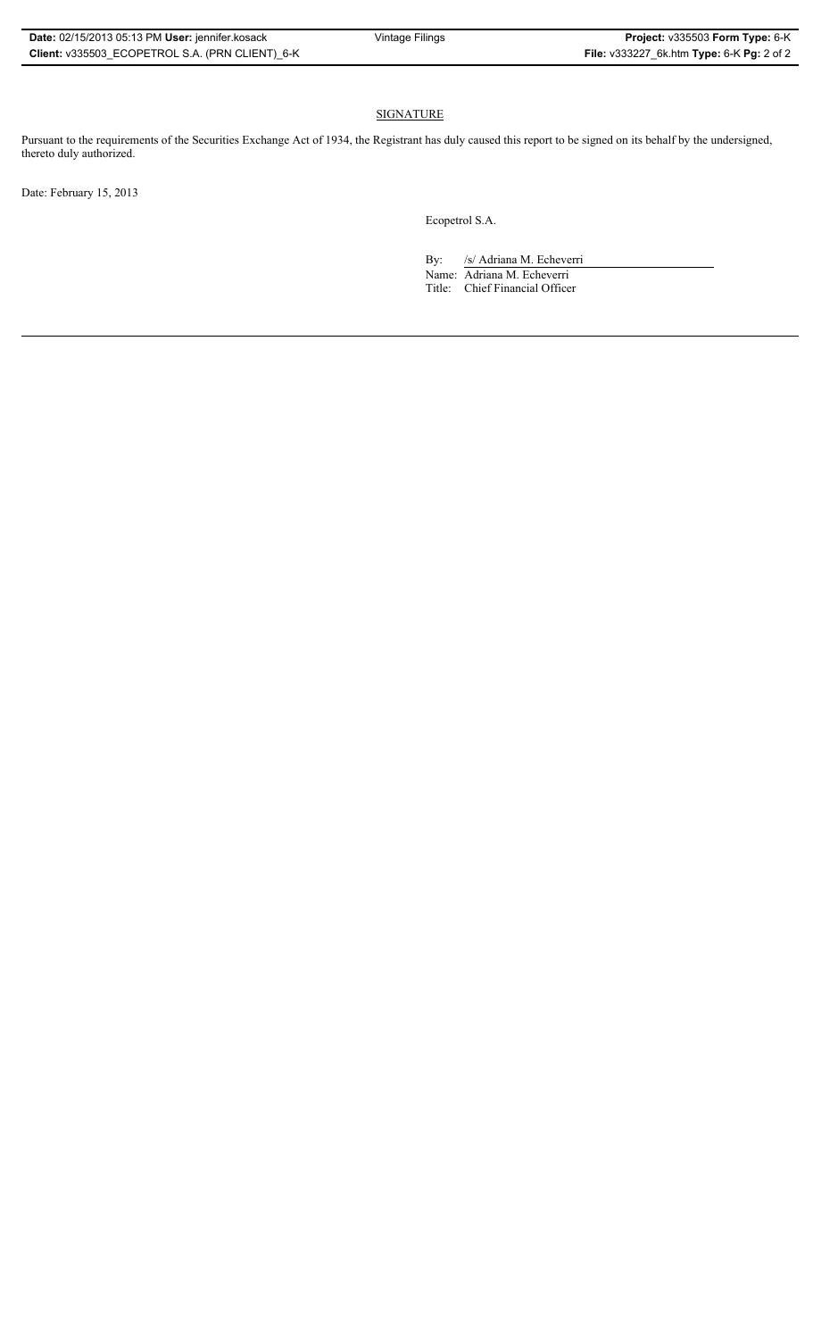## SIGNATURE

Pursuant to the requirements of the Securities Exchange Act of 1934, the Registrant has duly caused this report to be signed on its behalf by the undersigned, thereto duly authorized.

Date: February 15, 2013

Ecopetrol S.A.

By: /s/ Adriana M. Echeverri
Name: Adriana M. Echeverri
Title: Chief Financial Officer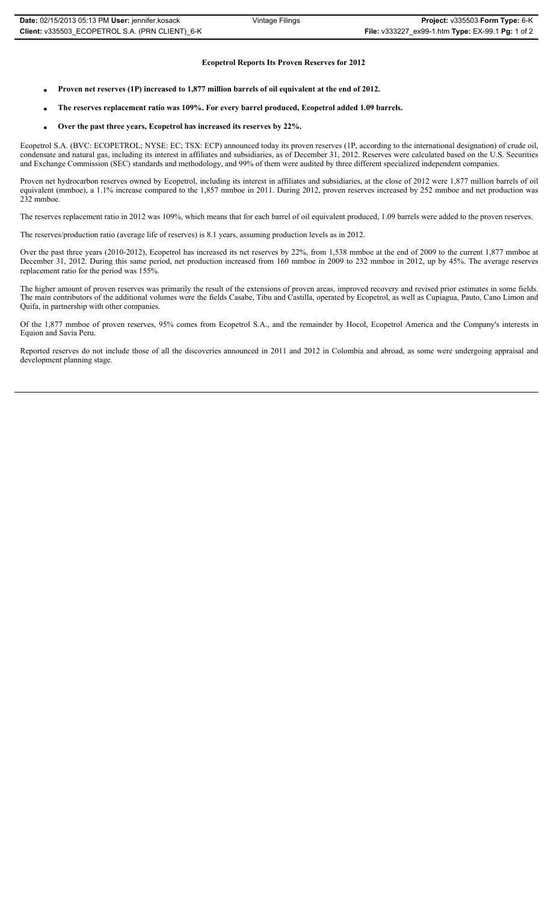# Ecopetrol Reports Its Proven Reserves for 2012

- **Proven net reserves (1P) increased to 1,877 million barrels of oil equivalent at the end of 2012.**
- **The reserves replacement ratio was 109%. For every barrel produced, Ecopetrol added 1.09 barrels.**
- **Over the past three years, Ecopetrol has increased its reserves by 22%.**

Ecopetrol S.A. (BVC: ECOPETROL; NYSE: EC; TSX: ECP) announced today its proven reserves (1P, according to the international designation) of crude oil, condensate and natural gas, including its interest in affiliates and subsidiaries, as of December 31, 2012. Reserves were calculated based on the U.S. Securities and Exchange Commission (SEC) standards and methodology, and 99% of them were audited by three different specialized independent companies.

Proven net hydrocarbon reserves owned by Ecopetrol, including its interest in affiliates and subsidiaries, at the close of 2012 were 1,877 million barrels of oil equivalent (mmboe), a 1.1% increase compared to the 1,857 mmboe in 2011. During 2012, proven reserves increased by 252 mmboe and net production was 232 mmboe.

The reserves replacement ratio in 2012 was 109%, which means that for each barrel of oil equivalent produced, 1.09 barrels were added to the proven reserves.

The reserves/production ratio (average life of reserves) is 8.1 years, assuming production levels as in 2012.

Over the past three years (2010-2012), Ecopetrol has increased its net reserves by 22%, from 1,538 mmboe at the end of 2009 to the current 1,877 mmboe at December 31, 2012. During this same period, net production increased from 160 mmboe in 2009 to 232 mmboe in 2012, up by 45%. The average reserves replacement ratio for the period was 155%.

The higher amount of proven reserves was primarily the result of the extensions of proven areas, improved recovery and revised prior estimates in some fields. The main contributors of the additional volumes were the fields Casabe, Tibu and Castilla, operated by Ecopetrol, as well as Cupiagua, Pauto, Cano Limon and Quifa, in partnership with other companies.

Of the 1,877 mmboe of proven reserves, 95% comes from Ecopetrol S.A., and the remainder by Hocol, Ecopetrol America and the Company's interests in Equion and Savia Peru.

Reported reserves do not include those of all the discoveries announced in 2011 and 2012 in Colombia and abroad, as some were undergoing appraisal and development planning stage.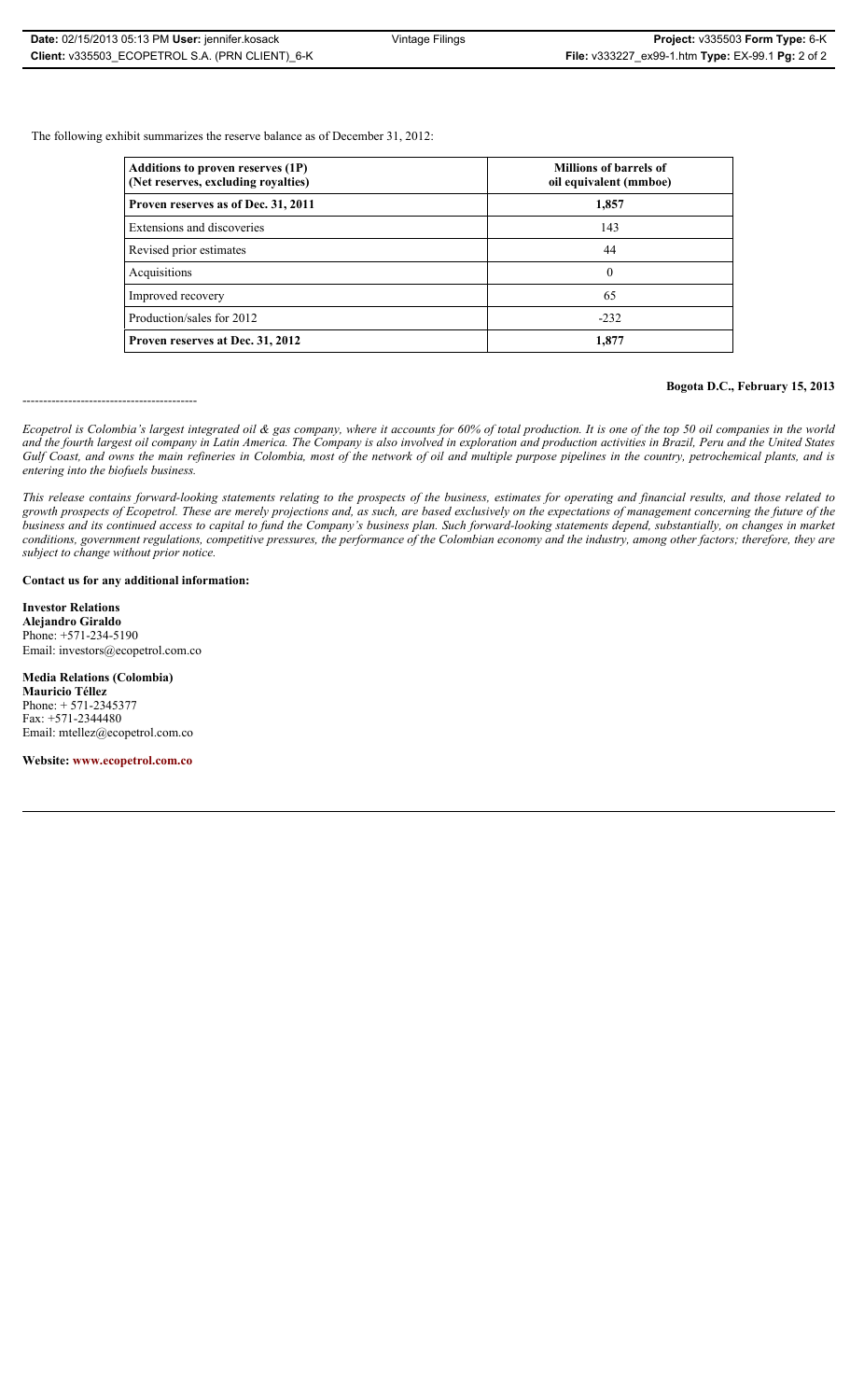The following exhibit summarizes the reserve balance as of December 31, 2012:

| **Additions to proven reserves (1P) (Net reserves, excluding royalties)** | **Millions of barrels of oil equivalent (mmboe)** |
|---|---|
| **Proven reserves as of Dec. 31, 2011** | **1,857** |
| Extensions and discoveries | 143 |
| Revised prior estimates | 44 |
| Acquisitions | 0 |
| Improved recovery | 65 |
| Production/sales for 2012 | -232 |
| **Proven reserves at Dec. 31, 2012** | **1,877** |

**Bogota D.C., February 15, 2013**

------------------------------------------

*Ecopetrol is Colombia's largest integrated oil & gas company, where it accounts for 60% of total production. It is one of the top 50 oil companies in the world and the fourth largest oil company in Latin America. The Company is also involved in exploration and production activities in Brazil, Peru and the United States Gulf Coast, and owns the main refineries in Colombia, most of the network of oil and multiple purpose pipelines in the country, petrochemical plants, and is entering into the biofuels business.*

*This release contains forward-looking statements relating to the prospects of the business, estimates for operating and financial results, and those related to growth prospects of Ecopetrol. These are merely projections and, as such, are based exclusively on the expectations of management concerning the future of the business and its continued access to capital to fund the Company's business plan. Such forward-looking statements depend, substantially, on changes in market conditions, government regulations, competitive pressures, the performance of the Colombian economy and the industry, among other factors; therefore, they are subject to change without prior notice.*

**Contact us for any additional information:**

**Investor Relations**
**Alejandro Giraldo**
Phone: +571-234-5190
Email: investors@ecopetrol.com.co

**Media Relations (Colombia)**
**Mauricio Téllez**
Phone: + 571-2345377
Fax: +571-2344480
Email: mtellez@ecopetrol.com.co

**Website: www.ecopetrol.com.co**